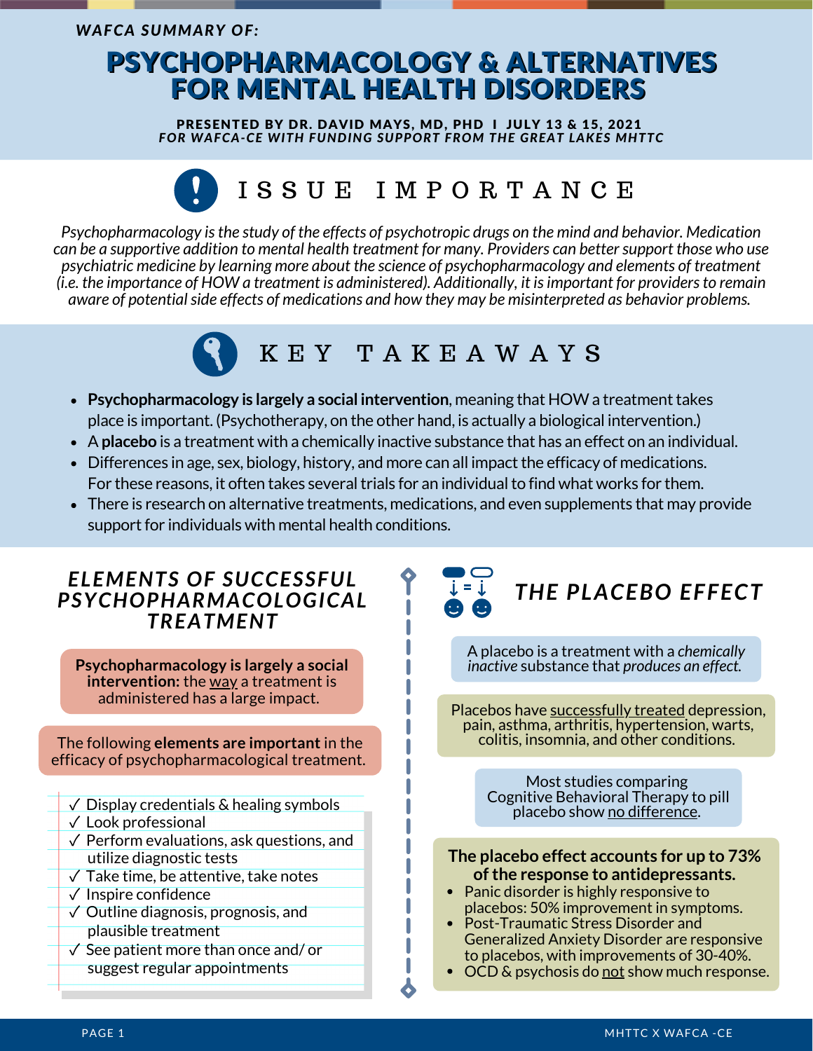*WAFCA SUMMARY OF:*

# PSYCHOPHARMACOLOGY & ALTERNATIVES FOR MENTAL HEALTH DISORDERS

**PRESENTED BY DR. DAVID MAYS, MD, PHD I JULY 13 & 15, 2021**
***FOR WAFCA-CE WITH FUNDING SUPPORT FROM THE GREAT LAKES MHTTC***

## ISSUE IMPORTANCE

*Psychopharmacology is the study of the effects of psychotropic drugs on the mind and behavior. Medication can be a supportive addition to mental health treatment for many. Providers can better support those who use psychiatric medicine by learning more about the science of psychopharmacology and elements of treatment (i.e. the importance of HOW a treatment is administered). Additionally, it is important for providers to remain aware of potential side effects of medications and how they may be misinterpreted as behavior problems.*

## KEY TAKEAWAYS

- **Psychopharmacology is largely a social intervention**, meaning that HOW a treatment takes place is important. (Psychotherapy, on the other hand, is actually a biological intervention.)
- A **placebo** is a treatment with a chemically inactive substance that has an effect on an individual.
- Differences in age, sex, biology, history, and more can all impact the efficacy of medications. For these reasons, it often takes several trials for an individual to find what works for them.
- There is research on alternative treatments, medications, and even supplements that may provide support for individuals with mental health conditions.

### *ELEMENTS OF SUCCESSFUL PSYCHOPHARMACOLOGICAL TREATMENT*

**Psychopharmacology is largely a social intervention:** the way a treatment is administered has a large impact.

The following **elements are important** in the efficacy of psychopharmacological treatment.

- ✓ Display credentials & healing symbols
- ✓ Look professional
- ✓ Perform evaluations, ask questions, and utilize diagnostic tests
- ✓ Take time, be attentive, take notes
- ✓ Inspire confidence
- ✓ Outline diagnosis, prognosis, and plausible treatment
- ✓ See patient more than once and/ or suggest regular appointments

### *THE PLACEBO EFFECT*

A placebo is a treatment with a *chemically inactive* substance that *produces an effect.*

Placebos have successfully treated depression, pain, asthma, arthritis, hypertension, warts, colitis, insomnia, and other conditions.

Most studies comparing Cognitive Behavioral Therapy to pill placebo show no difference.

**The placebo effect accounts for up to 73% of the response to antidepressants.**

- Panic disorder is highly responsive to placebos: 50% improvement in symptoms.
- Post-Traumatic Stress Disorder and Generalized Anxiety Disorder are responsive to placebos, with improvements of 30-40%.
- OCD & psychosis do not show much response.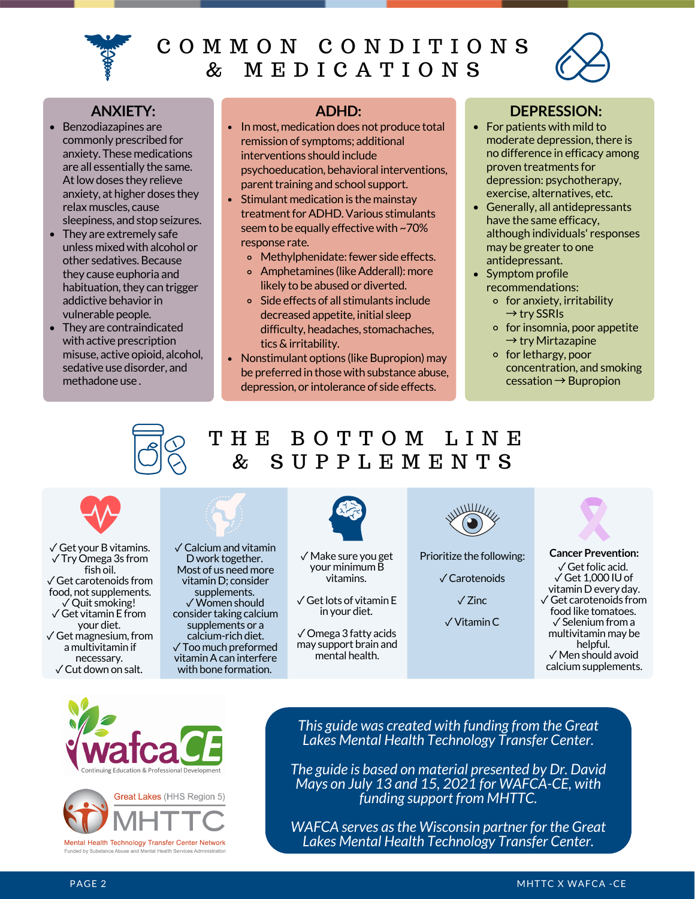# COMMON CONDITIONS & MEDICATIONS

## ANXIETY:

- Benzodiazapines are commonly prescribed for anxiety. These medications are all essentially the same. At low doses they relieve anxiety, at higher doses they relax muscles, cause sleepiness, and stop seizures.
- They are extremely safe unless mixed with alcohol or other sedatives. Because they cause euphoria and habituation, they can trigger addictive behavior in vulnerable people.
- They are contraindicated with active prescription misuse, active opioid, alcohol, sedative use disorder, and methadone use .

## ADHD:

- In most, medication does not produce total remission of symptoms; additional interventions should include psychoeducation, behavioral interventions, parent training and school support.
- Stimulant medication is the mainstay treatment for ADHD. Various stimulants seem to be equally effective with ~70% response rate.
  - Methylphenidate: fewer side effects.
  - Amphetamines (like Adderall): more likely to be abused or diverted.
  - Side effects of all stimulants include decreased appetite, initial sleep difficulty, headaches, stomachaches, tics & irritability.
- Nonstimulant options (like Bupropion) may be preferred in those with substance abuse, depression, or intolerance of side effects.

## DEPRESSION:

- For patients with mild to moderate depression, there is no difference in efficacy among proven treatments for depression: psychotherapy, exercise, alternatives, etc.
- Generally, all antidepressants have the same efficacy, although individuals' responses may be greater to one antidepressant.
- Symptom profile recommendations:
  - for anxiety, irritability → try SSRIs
  - for insomnia, poor appetite → try Mirtazapine
  - for lethargy, poor concentration, and smoking cessation → Bupropion

# THE BOTTOM LINE & SUPPLEMENTS

✓ Get your B vitamins.
✓ Try Omega 3s from fish oil.
✓ Get carotenoids from food, not supplements.
✓ Quit smoking!
✓ Get vitamin E from your diet.
✓ Get magnesium, from a multivitamin if necessary.
✓ Cut down on salt.

✓ Calcium and vitamin D work together. Most of us need more vitamin D; consider supplements.
✓ Women should consider taking calcium supplements or a calcium-rich diet.
✓ Too much preformed vitamin A can interfere with bone formation.

✓ Make sure you get your minimum B vitamins.
✓ Get lots of vitamin E in your diet.
✓ Omega 3 fatty acids may support brain and mental health.

Prioritize the following:
✓ Carotenoids
✓ Zinc
✓ Vitamin C

**Cancer Prevention:**
✓ Get folic acid.
✓ Get 1,000 IU of vitamin D every day.
✓ Get carotenoids from food like tomatoes.
✓ Selenium from a multivitamin may be helpful.
✓ Men should avoid calcium supplements.

wafcaCE Continuing Education & Professional Development

Great Lakes (HHS Region 5) MHTTC
Mental Health Technology Transfer Center Network
Funded by Substance Abuse and Mental Health Services Administration

*This guide was created with funding from the Great Lakes Mental Health Technology Transfer Center.*

*The guide is based on material presented by Dr. David Mays on July 13 and 15, 2021 for WAFCA-CE, with funding support from MHTTC.*

*WAFCA serves as the Wisconsin partner for the Great Lakes Mental Health Technology Transfer Center.*